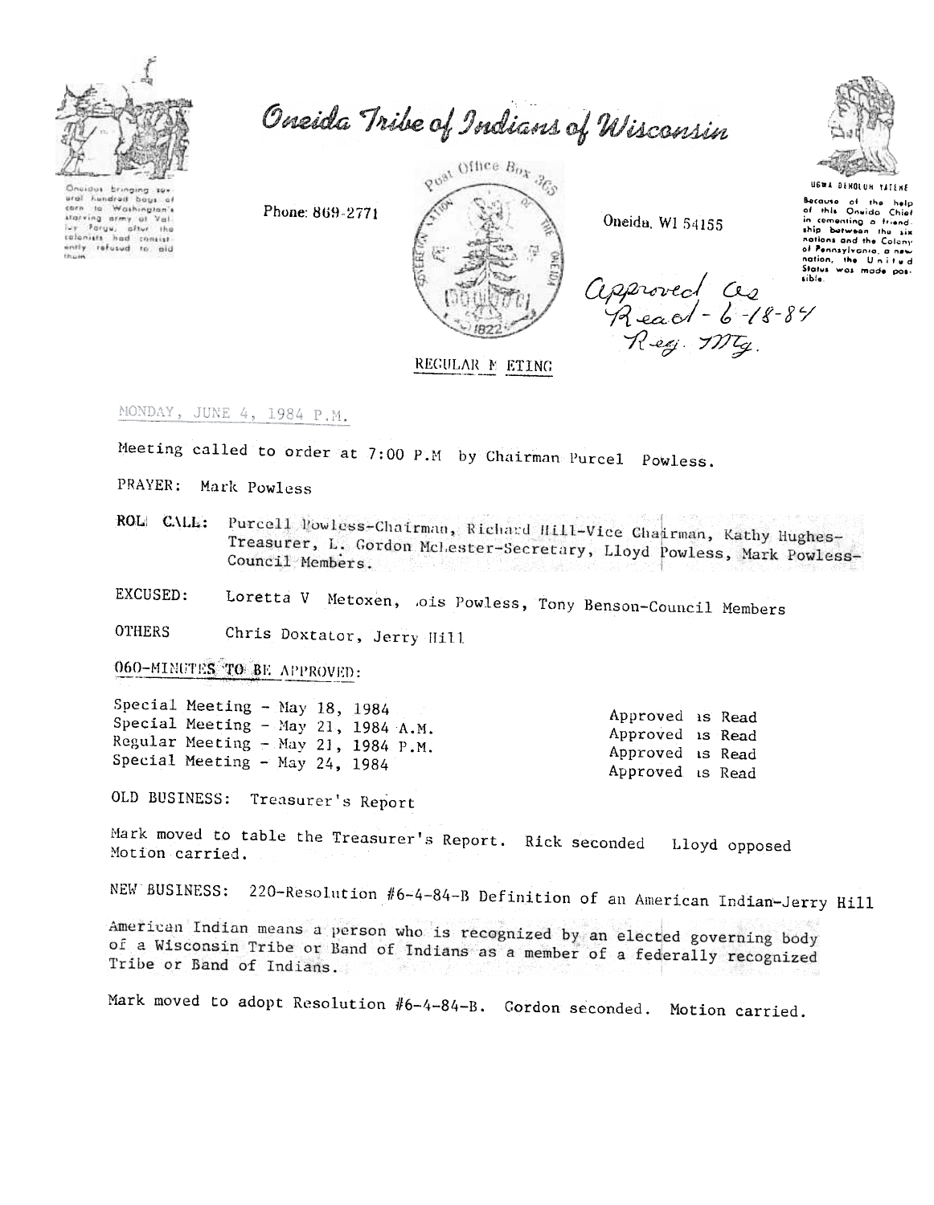# Oneida Tribe of Indians of Wisconsin

Oneidas bringing several hundred bags of corn to Washington's starving army at Valley Forge, after the colonists had consistently refused to aid them.

Phone: 869-2771

Post Office Box 365

Oneida, WI 54155

UGWA DEHOLUH YATEHE

Because of the help of this Oneida Chief in cementing a friendship between the six nations and the Colony of Pennsylvania, a new nation, the United States was made possible.

*Approved as Read - 6-18-84 Reg. Mtg.*

REGULAR MEETING

MONDAY, JUNE 4, 1984 P.M.

Meeting called to order at 7:00 P.M by Chairman Purcel Powless.

PRAYER: Mark Powless

ROLL CALL: Purcell Powless-Chairman, Richard Hill-Vice Chairman, Kathy Hughes-Treasurer, L. Gordon McLester-Secretary, Lloyd Powless, Mark Powless-Council Members.

EXCUSED: Loretta V Metoxen, Lois Powless, Tony Benson-Council Members

OTHERS Chris Doxtator, Jerry Hill

060-MINUTES TO BE APPROVED:

| | |
|---|---|
| Special Meeting - May 18, 1984 | Approved as Read |
| Special Meeting - May 21, 1984 A.M. | Approved as Read |
| Regular Meeting - May 21, 1984 P.M. | Approved as Read |
| Special Meeting - May 24, 1984 | Approved as Read |

OLD BUSINESS: Treasurer's Report

Mark moved to table the Treasurer's Report. Rick seconded Lloyd opposed Motion carried.

NEW BUSINESS: 220-Resolution #6-4-84-B Definition of an American Indian-Jerry Hill

American Indian means a person who is recognized by an elected governing body of a Wisconsin Tribe or Band of Indians as a member of a federally recognized Tribe or Band of Indians.

Mark moved to adopt Resolution #6-4-84-B. Gordon seconded. Motion carried.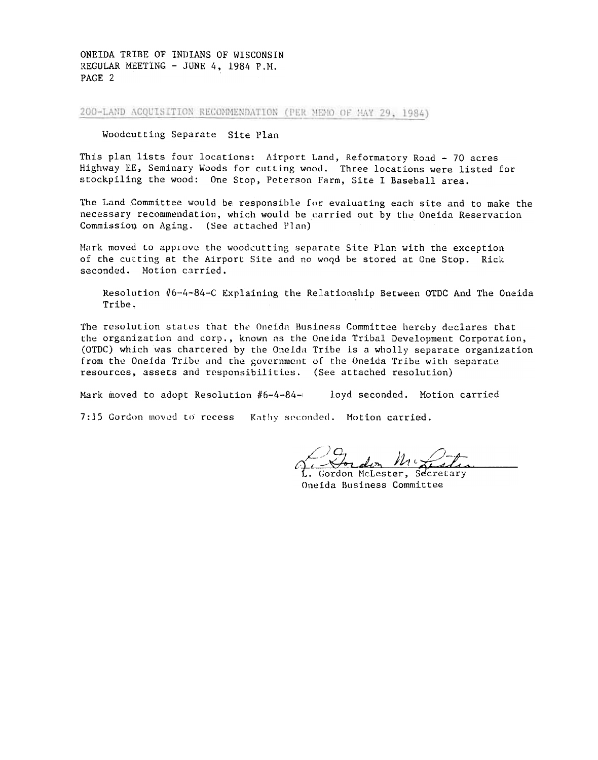ONEIDA TRIBE OF INDIANS OF WISCONSIN
REGULAR MEETING - JUNE 4, 1984 P.M.
PAGE 2

200-LAND ACQUISITION RECOMMENDATION (PER MEMO OF MAY 29, 1984)

Woodcutting Separate Site Plan

This plan lists four locations: Airport Land, Reformatory Road - 70 acres Highway EE, Seminary Woods for cutting wood. Three locations were listed for stockpiling the wood: One Stop, Peterson Farm, Site I Baseball area.

The Land Committee would be responsible for evaluating each site and to make the necessary recommendation, which would be carried out by the Oneida Reservation Commission on Aging. (See attached Plan)

Mark moved to approve the woodcutting separate Site Plan with the exception of the cutting at the Airport Site and no woqd be stored at One Stop. Rick seconded. Motion carried.

Resolution #6-4-84-C Explaining the Relationship Between OTDC And The Oneida Tribe.

The resolution states that the Oneida Business Committee hereby declares that the organization and corp., known as the Oneida Tribal Development Corporation, (OTDC) which was chartered by the Oneida Tribe is a wholly separate organization from the Oneida Tribe and the government of the Oneida Tribe with separate resources, assets and responsibilities. (See attached resolution)

Mark moved to adopt Resolution #6-4-84- loyd seconded. Motion carried

7:15 Gordon moved to recess Kathy seconded. Motion carried.

L. Gordon McLester, Secretary
Oneida Business Committee